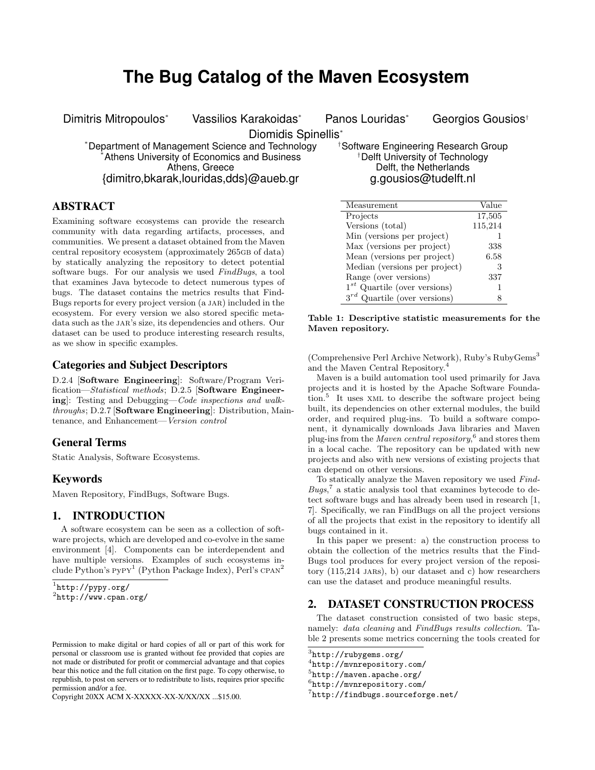# The Bug Catalog of the Maven Ecosystem

Dimitris Mitropoulos[*] Vassilios Karakoidas[*] Panos Louridas[*] Georgios Gousios[†] Diomidis Spinellis[*]

[*]Department of Management Science and Technology
[*]Athens University of Economics and Business
Athens, Greece
{dimitro,bkarak,louridas,dds}@aueb.gr

[†]Software Engineering Research Group
[†]Delft University of Technology
Delft, the Netherlands
g.gousios@tudelft.nl

## ABSTRACT

Examining software ecosystems can provide the research community with data regarding artifacts, processes, and communities. We present a dataset obtained from the Maven central repository ecosystem (approximately 265GB of data) by statically analyzing the repository to detect potential software bugs. For our analysis we used *FindBugs*, a tool that examines Java bytecode to detect numerous types of bugs. The dataset contains the metrics results that FindBugs reports for every project version (a JAR) included in the ecosystem. For every version we also stored specific metadata such as the JAR's size, its dependencies and others. Our dataset can be used to produce interesting research results, as we show in specific examples.

### Categories and Subject Descriptors

D.2.4 [**Software Engineering**]: Software/Program Verification—*Statistical methods*; D.2.5 [**Software Engineering**]: Testing and Debugging—*Code inspections and walkthroughs*; D.2.7 [**Software Engineering**]: Distribution, Maintenance, and Enhancement—*Version control*

### General Terms

Static Analysis, Software Ecosystems.

### Keywords

Maven Repository, FindBugs, Software Bugs.

## 1. INTRODUCTION

A software ecosystem can be seen as a collection of software projects, which are developed and co-evolve in the same environment [4]. Components can be interdependent and have multiple versions. Examples of such ecosystems include Python's PyPY[1] (Python Package Index), Perl's CPAN[2] (Comprehensive Perl Archive Network), Ruby's RubyGems[3] and the Maven Central Repository.[4]

| Measurement | Value |
|---|---|
| Projects | 17,505 |
| Versions (total) | 115,214 |
| Min (versions per project) | 1 |
| Max (versions per project) | 338 |
| Mean (versions per project) | 6.58 |
| Median (versions per project) | 3 |
| Range (over versions) | 337 |
| $1^{st}$ Quartile (over versions) | 1 |
| $3^{rd}$ Quartile (over versions) | 8 |

**Table 1: Descriptive statistic measurements for the Maven repository.**

Maven is a build automation tool used primarily for Java projects and it is hosted by the Apache Software Foundation.[5] It uses XML to describe the software project being built, its dependencies on other external modules, the build order, and required plug-ins. To build a software component, it dynamically downloads Java libraries and Maven plug-ins from the *Maven central repository*,[6] and stores them in a local cache. The repository can be updated with new projects and also with new versions of existing projects that can depend on other versions.

To statically analyze the Maven repository we used *FindBugs*,[7] a static analysis tool that examines bytecode to detect software bugs and has already been used in research [1, 7]. Specifically, we ran FindBugs on all the project versions of all the projects that exist in the repository to identify all bugs contained in it.

In this paper we present: a) the construction process to obtain the collection of the metrics results that the FindBugs tool produces for every project version of the repository (115,214 JARs), b) our dataset and c) how researchers can use the dataset and produce meaningful results.

## 2. DATASET CONSTRUCTION PROCESS

The dataset construction consisted of two basic steps, namely: *data cleaning* and *FindBugs results collection*. Table 2 presents some metrics concerning the tools created for

[1]http://pypy.org/
[2]http://www.cpan.org/
[3]http://rubygems.org/
[4]http://mvnrepository.com/
[5]http://maven.apache.org/
[6]http://mvnrepository.com/
[7]http://findbugs.sourceforge.net/

Permission to make digital or hard copies of all or part of this work for personal or classroom use is granted without fee provided that copies are not made or distributed for profit or commercial advantage and that copies bear this notice and the full citation on the first page. To copy otherwise, to republish, to post on servers or to redistribute to lists, requires prior specific permission and/or a fee.
Copyright 20XX ACM X-XXXXX-XX-X/XX/XX ...$15.00.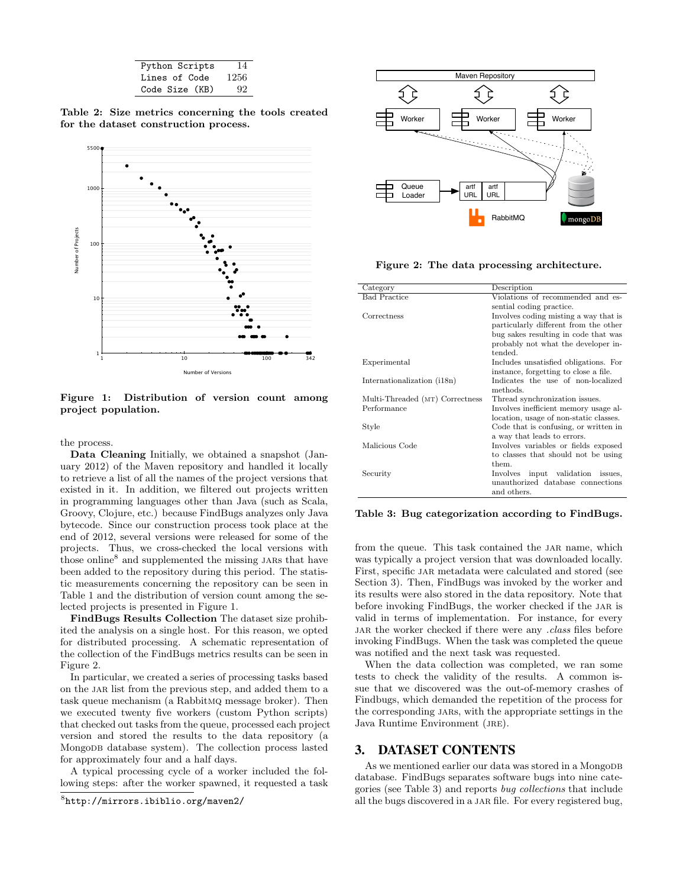| Python Scripts | 14 |
|---|---|
| Lines of Code | 1256 |
| Code Size (KB) | 92 |

**Table 2: Size metrics concerning the tools created for the dataset construction process.**

**Figure 1: Distribution of version count among project population.**

the process.

**Data Cleaning** Initially, we obtained a snapshot (January 2012) of the Maven repository and handled it locally to retrieve a list of all the names of the project versions that existed in it. In addition, we filtered out projects written in programming languages other than Java (such as Scala, Groovy, Clojure, etc.) because FindBugs analyzes only Java bytecode. Since our construction process took place at the end of 2012, several versions were released for some of the projects. Thus, we cross-checked the local versions with those online[8] and supplemented the missing JARs that have been added to the repository during this period. The statistic measurements concerning the repository can be seen in Table 1 and the distribution of version count among the selected projects is presented in Figure 1.

**FindBugs Results Collection** The dataset size prohibited the analysis on a single host. For this reason, we opted for distributed processing. A schematic representation of the collection of the FindBugs metrics results can be seen in Figure 2.

In particular, we created a series of processing tasks based on the JAR list from the previous step, and added them to a task queue mechanism (a RabbitMQ message broker). Then we executed twenty five workers (custom Python scripts) that checked out tasks from the queue, processed each project version and stored the results to the data repository (a MongoDB database system). The collection process lasted for approximately four and a half days.

A typical processing cycle of a worker included the following steps: after the worker spawned, it requested a task from the queue. This task contained the JAR name, which was typically a project version that was downloaded locally. First, specific JAR metadata were calculated and stored (see Section 3). Then, FindBugs was invoked by the worker and its results were also stored in the data repository. Note that before invoking FindBugs, the worker checked if the JAR is valid in terms of implementation. For instance, for every JAR the worker checked if there were any *.class* files before invoking FindBugs. When the task was completed the queue was notified and the next task was requested.

When the data collection was completed, we ran some tests to check the validity of the results. A common issue that we discovered was the out-of-memory crashes of Findbugs, which demanded the repetition of the process for the corresponding JARs, with the appropriate settings in the Java Runtime Environment (JRE).

**Figure 2: The data processing architecture.**

| Category | Description |
|---|---|
| Bad Practice | Violations of recommended and essential coding practice. |
| Correctness | Involves coding misting a way that is particularly different from the other bug sakes resulting in code that was probably not what the developer intended. |
| Experimental | Includes unsatisfied obligations. For instance, forgetting to close a file. |
| Internationalization (i18n) | Indicates the use of non-localized methods. |
| Multi-Threaded (MT) Correctness | Thread synchronization issues. |
| Performance | Involves inefficient memory usage allocation, usage of non-static classes. |
| Style | Code that is confusing, or written in a way that leads to errors. |
| Malicious Code | Involves variables or fields exposed to classes that should not be using them. |
| Security | Involves input validation issues, unauthorized database connections and others. |

**Table 3: Bug categorization according to FindBugs.**

## 3. DATASET CONTENTS

As we mentioned earlier our data was stored in a MongoDB database. FindBugs separates software bugs into nine categories (see Table 3) and reports *bug collections* that include all the bugs discovered in a JAR file. For every registered bug,

[8] http://mirrors.ibiblio.org/maven2/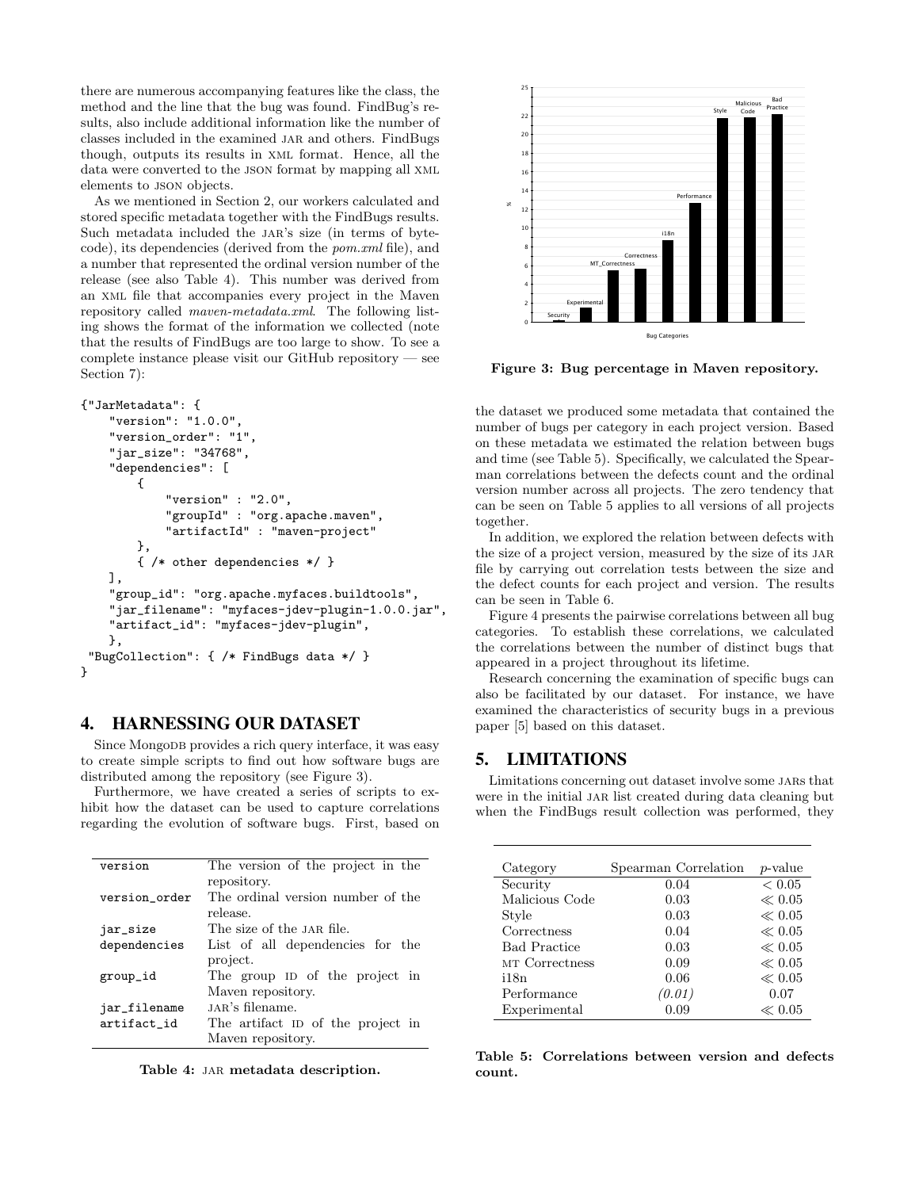there are numerous accompanying features like the class, the method and the line that the bug was found. FindBug's results, also include additional information like the number of classes included in the examined JAR and others. FindBugs though, outputs its results in XML format. Hence, all the data were converted to the JSON format by mapping all XML elements to JSON objects.

As we mentioned in Section 2, our workers calculated and stored specific metadata together with the FindBugs results. Such metadata included the JAR's size (in terms of bytecode), its dependencies (derived from the *pom.xml* file), and a number that represented the ordinal version number of the release (see also Table 4). This number was derived from an XML file that accompanies every project in the Maven repository called *maven-metadata.xml*. The following listing shows the format of the information we collected (note that the results of FindBugs are too large to show. To see a complete instance please visit our GitHub repository — see Section 7):

```
{"JarMetadata": {
    "version": "1.0.0",
    "version_order": "1",
    "jar_size": "34768",
    "dependencies": [
        {
            "version" : "2.0",
            "groupId" : "org.apache.maven",
            "artifactId" : "maven-project"
        },
        { /* other dependencies */ }
    ],
    "group_id": "org.apache.myfaces.buildtools",
    "jar_filename": "myfaces-jdev-plugin-1.0.0.jar",
    "artifact_id": "myfaces-jdev-plugin",
    },
 "BugCollection": { /* FindBugs data */ }
}
```

## 4. HARNESSING OUR DATASET

Since MongoDB provides a rich query interface, it was easy to create simple scripts to find out how software bugs are distributed among the repository (see Figure 3).

Furthermore, we have created a series of scripts to exhibit how the dataset can be used to capture correlations regarding the evolution of software bugs. First, based on the dataset we produced some metadata that contained the number of bugs per category in each project version. Based on these metadata we estimated the relation between bugs and time (see Table 5). Specifically, we calculated the Spearman correlations between the defects count and the ordinal version number across all projects. The zero tendency that can be seen on Table 5 applies to all versions of all projects together.

In addition, we explored the relation between defects with the size of a project version, measured by the size of its JAR file by carrying out correlation tests between the size and the defect counts for each project and version. The results can be seen in Table 6.

Figure 4 presents the pairwise correlations between all bug categories. To establish these correlations, we calculated the correlations between the number of distinct bugs that appeared in a project throughout its lifetime.

Research concerning the examination of specific bugs can also be facilitated by our dataset. For instance, we have examined the characteristics of security bugs in a previous paper [5] based on this dataset.

| | |
|---|---|
| `version` | The version of the project in the repository. |
| `version_order` | The ordinal version number of the release. |
| `jar_size` | The size of the JAR file. |
| `dependencies` | List of all dependencies for the project. |
| `group_id` | The group ID of the project in Maven repository. |
| `jar_filename` | JAR's filename. |
| `artifact_id` | The artifact ID of the project in Maven repository. |

**Table 4: JAR metadata description.**

**Figure 3: Bug percentage in Maven repository.**

## 5. LIMITATIONS

Limitations concerning out dataset involve some JARs that were in the initial JAR list created during data cleaning but when the FindBugs result collection was performed, they

| Category | Spearman Correlation | $p$-value |
|---|---|---|
| Security | 0.04 | $< 0.05$ |
| Malicious Code | 0.03 | $\ll 0.05$ |
| Style | 0.03 | $\ll 0.05$ |
| Correctness | 0.04 | $\ll 0.05$ |
| Bad Practice | 0.03 | $\ll 0.05$ |
| MT Correctness | 0.09 | $\ll 0.05$ |
| i18n | 0.06 | $\ll 0.05$ |
| Performance | *(0.01)* | 0.07 |
| Experimental | 0.09 | $\ll 0.05$ |

**Table 5: Correlations between version and defects count.**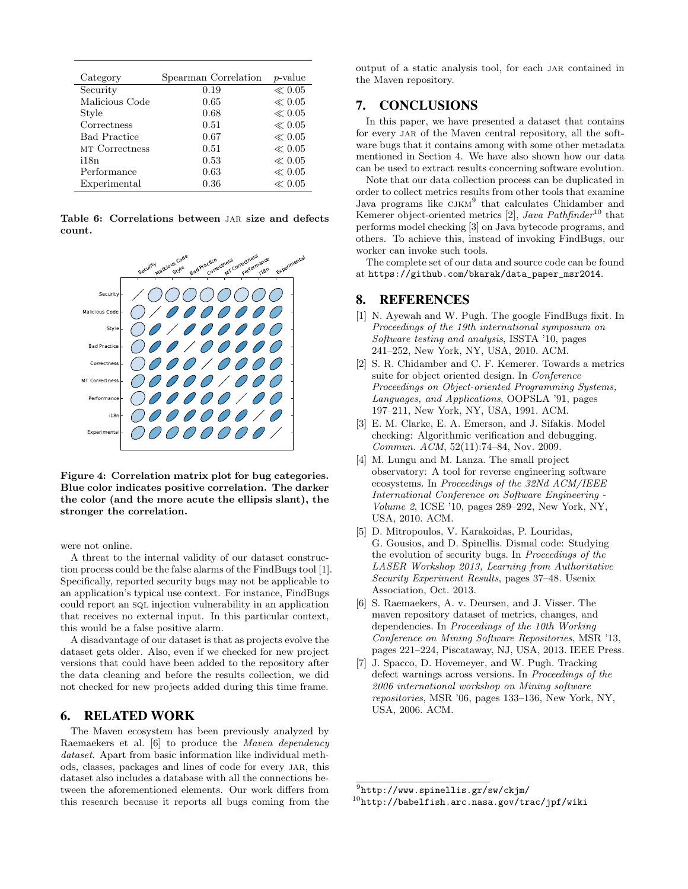| Category | Spearman Correlation | $p$-value |
|---|---|---|
| Security | 0.19 | $\ll 0.05$ |
| Malicious Code | 0.65 | $\ll 0.05$ |
| Style | 0.68 | $\ll 0.05$ |
| Correctness | 0.51 | $\ll 0.05$ |
| Bad Practice | 0.67 | $\ll 0.05$ |
| MT Correctness | 0.51 | $\ll 0.05$ |
| i18n | 0.53 | $\ll 0.05$ |
| Performance | 0.63 | $\ll 0.05$ |
| Experimental | 0.36 | $\ll 0.05$ |

**Table 6: Correlations between JAR size and defects count.**

Security
Malicious Code
Style
Bad Practice
Correctness
MT Correctness
Performance
i18n
Experimental

**Figure 4: Correlation matrix plot for bug categories. Blue color indicates positive correlation. The darker the color (and the more acute the ellipsis slant), the stronger the correlation.**

were not online.

A threat to the internal validity of our dataset construction process could be the false alarms of the FindBugs tool [1]. Specifically, reported security bugs may not be applicable to an application's typical use context. For instance, FindBugs could report an SQL injection vulnerability in an application that receives no external input. In this particular context, this would be a false positive alarm.

A disadvantage of our dataset is that as projects evolve the dataset gets older. Also, even if we checked for new project versions that could have been added to the repository after the data cleaning and before the results collection, we did not checked for new projects added during this time frame.

## 6. RELATED WORK

The Maven ecosystem has been previously analyzed by Raemaekers et al. [6] to produce the *Maven dependency dataset*. Apart from basic information like individual methods, classes, packages and lines of code for every JAR, this dataset also includes a database with all the connections between the aforementioned elements. Our work differs from this research because it reports all bugs coming from the output of a static analysis tool, for each JAR contained in the Maven repository.

## 7. CONCLUSIONS

In this paper, we have presented a dataset that contains for every JAR of the Maven central repository, all the software bugs that it contains among with some other metadata mentioned in Section 4. We have also shown how our data can be used to extract results concerning software evolution.

Note that our data collection process can be duplicated in order to collect metrics results from other tools that examine Java programs like CJKM[9] that calculates Chidamber and Kemerer object-oriented metrics [2], *Java Pathfinder*[10] that performs model checking [3] on Java bytecode programs, and others. To achieve this, instead of invoking FindBugs, our worker can invoke such tools.

The complete set of our data and source code can be found at `https://github.com/bkarak/data_paper_msr2014`.

## 8. REFERENCES

[1] N. Ayewah and W. Pugh. The google FindBugs fixit. In *Proceedings of the 19th international symposium on Software testing and analysis*, ISSTA '10, pages 241–252, New York, NY, USA, 2010. ACM.

[2] S. R. Chidamber and C. F. Kemerer. Towards a metrics suite for object oriented design. In *Conference Proceedings on Object-oriented Programming Systems, Languages, and Applications*, OOPSLA '91, pages 197–211, New York, NY, USA, 1991. ACM.

[3] E. M. Clarke, E. A. Emerson, and J. Sifakis. Model checking: Algorithmic verification and debugging. *Commun. ACM*, 52(11):74–84, Nov. 2009.

[4] M. Lungu and M. Lanza. The small project observatory: A tool for reverse engineering software ecosystems. In *Proceedings of the 32Nd ACM/IEEE International Conference on Software Engineering - Volume 2*, ICSE '10, pages 289–292, New York, NY, USA, 2010. ACM.

[5] D. Mitropoulos, V. Karakoidas, P. Louridas, G. Gousios, and D. Spinellis. Dismal code: Studying the evolution of security bugs. In *Proceedings of the LASER Workshop 2013, Learning from Authoritative Security Experiment Results*, pages 37–48. Usenix Association, Oct. 2013.

[6] S. Raemaekers, A. v. Deursen, and J. Visser. The maven repository dataset of metrics, changes, and dependencies. In *Proceedings of the 10th Working Conference on Mining Software Repositories*, MSR '13, pages 221–224, Piscataway, NJ, USA, 2013. IEEE Press.

[7] J. Spacco, D. Hovemeyer, and W. Pugh. Tracking defect warnings across versions. In *Proceedings of the 2006 international workshop on Mining software repositories*, MSR '06, pages 133–136, New York, NY, USA, 2006. ACM.

[9] `http://www.spinellis.gr/sw/ckjm/`

[10] `http://babelfish.arc.nasa.gov/trac/jpf/wiki`